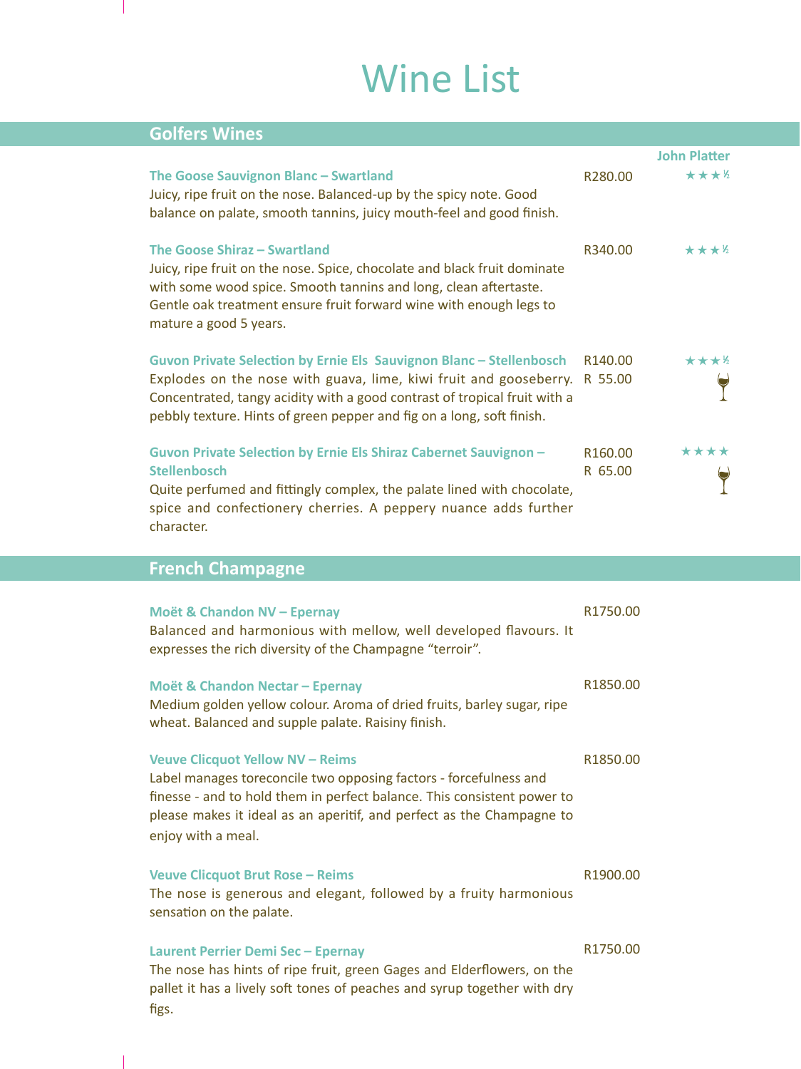# Wine List

## Golfers Wines

John Platter

**The Goose Sauvignon Blanc – Swartland** R280.00 ★★★½
Juicy, ripe fruit on the nose. Balanced-up by the spicy note. Good balance on palate, smooth tannins, juicy mouth-feel and good finish.

**The Goose Shiraz – Swartland** R340.00 ★★★½
Juicy, ripe fruit on the nose. Spice, chocolate and black fruit dominate with some wood spice. Smooth tannins and long, clean aftertaste. Gentle oak treatment ensure fruit forward wine with enough legs to mature a good 5 years.

**Guvon Private Selection by Ernie Els Sauvignon Blanc – Stellenbosch** R140.00 ★★★½
R 55.00 (glass)
Explodes on the nose with guava, lime, kiwi fruit and gooseberry. Concentrated, tangy acidity with a good contrast of tropical fruit with a pebbly texture. Hints of green pepper and fig on a long, soft finish.

**Guvon Private Selection by Ernie Els Shiraz Cabernet Sauvignon – Stellenbosch** R160.00 ★★★★
R 65.00 (glass)
Quite perfumed and fittingly complex, the palate lined with chocolate, spice and confectionery cherries. A peppery nuance adds further character.

## French Champagne

**Moët & Chandon NV – Epernay** R1750.00
Balanced and harmonious with mellow, well developed flavours. It expresses the rich diversity of the Champagne "terroir".

**Moët & Chandon Nectar – Epernay** R1850.00
Medium golden yellow colour. Aroma of dried fruits, barley sugar, ripe wheat. Balanced and supple palate. Raisiny finish.

**Veuve Clicquot Yellow NV – Reims** R1850.00
Label manages toreconcile two opposing factors - forcefulness and finesse - and to hold them in perfect balance. This consistent power to please makes it ideal as an aperitif, and perfect as the Champagne to enjoy with a meal.

**Veuve Clicquot Brut Rose – Reims** R1900.00
The nose is generous and elegant, followed by a fruity harmonious sensation on the palate.

**Laurent Perrier Demi Sec – Epernay** R1750.00
The nose has hints of ripe fruit, green Gages and Elderflowers, on the pallet it has a lively soft tones of peaches and syrup together with dry figs.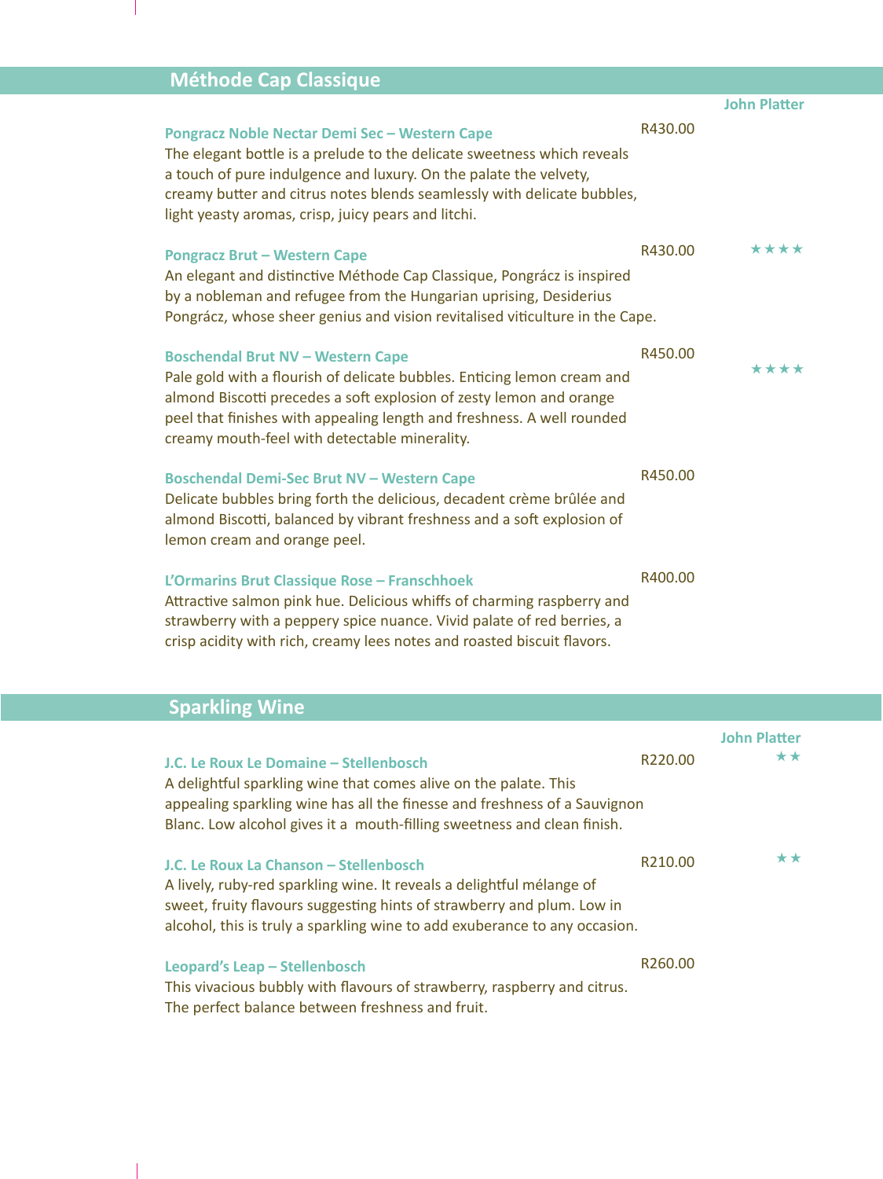## Méthode Cap Classique

**John Platter**

**Pongracz Noble Nectar Demi Sec – Western Cape** — R430.00

The elegant bottle is a prelude to the delicate sweetness which reveals a touch of pure indulgence and luxury. On the palate the velvety, creamy butter and citrus notes blends seamlessly with delicate bubbles, light yeasty aromas, crisp, juicy pears and litchi.

**Pongracz Brut – Western Cape** — R430.00 — ★★★★

An elegant and distinctive Méthode Cap Classique, Pongrácz is inspired by a nobleman and refugee from the Hungarian uprising, Desiderius Pongrácz, whose sheer genius and vision revitalised viticulture in the Cape.

**Boschendal Brut NV – Western Cape** — R450.00 — ★★★★

Pale gold with a flourish of delicate bubbles. Enticing lemon cream and almond Biscotti precedes a soft explosion of zesty lemon and orange peel that finishes with appealing length and freshness. A well rounded creamy mouth-feel with detectable minerality.

**Boschendal Demi-Sec Brut NV – Western Cape** — R450.00

Delicate bubbles bring forth the delicious, decadent crème brûlée and almond Biscotti, balanced by vibrant freshness and a soft explosion of lemon cream and orange peel.

**L'Ormarins Brut Classique Rose – Franschhoek** — R400.00

Attractive salmon pink hue. Delicious whiffs of charming raspberry and strawberry with a peppery spice nuance. Vivid palate of red berries, a crisp acidity with rich, creamy lees notes and roasted biscuit flavors.

## Sparkling Wine

**John Platter**

**J.C. Le Roux Le Domaine – Stellenbosch** — R220.00 — ★★

A delightful sparkling wine that comes alive on the palate. This appealing sparkling wine has all the finesse and freshness of a Sauvignon Blanc. Low alcohol gives it a mouth-filling sweetness and clean finish.

**J.C. Le Roux La Chanson – Stellenbosch** — R210.00 — ★★

A lively, ruby-red sparkling wine. It reveals a delightful mélange of sweet, fruity flavours suggesting hints of strawberry and plum. Low in alcohol, this is truly a sparkling wine to add exuberance to any occasion.

**Leopard's Leap – Stellenbosch** — R260.00

This vivacious bubbly with flavours of strawberry, raspberry and citrus. The perfect balance between freshness and fruit.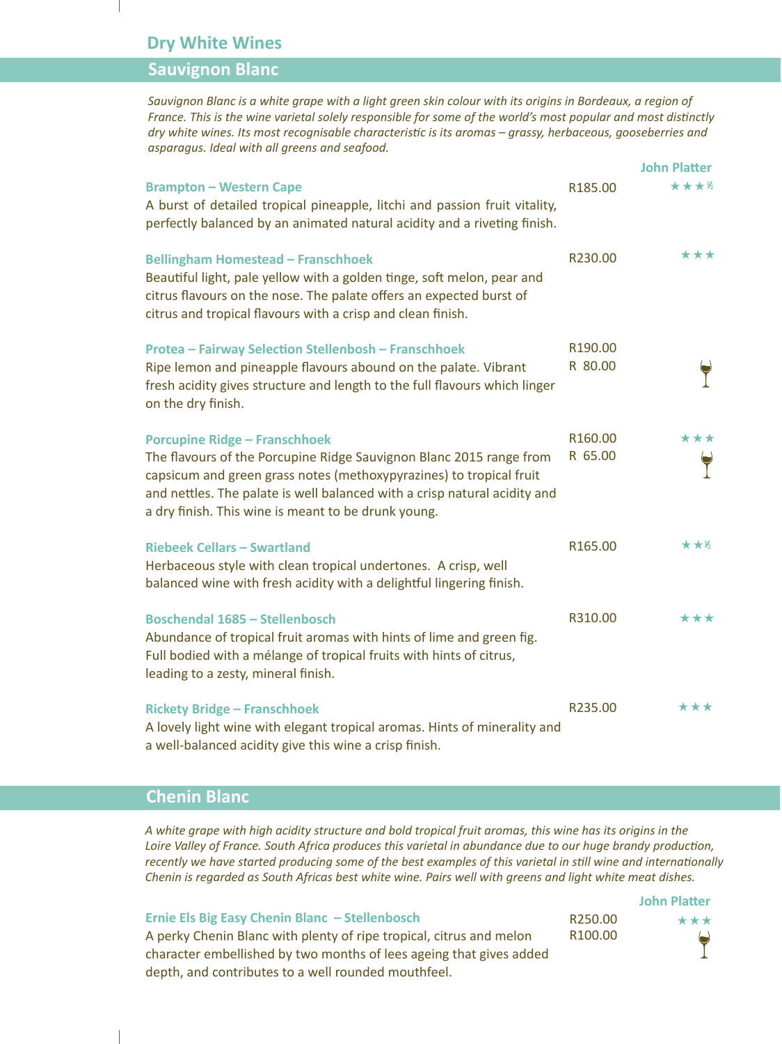# Dry White Wines

## Sauvignon Blanc

*Sauvignon Blanc is a white grape with a light green skin colour with its origins in Bordeaux, a region of France. This is the wine varietal solely responsible for some of the world's most popular and most distinctly dry white wines. Its most recognisable characteristic is its aromas – grassy, herbaceous, gooseberries and asparagus. Ideal with all greens and seafood.*

| Wine | Price | John Platter |
|---|---|---|
| **Brampton – Western Cape**<br>A burst of detailed tropical pineapple, litchi and passion fruit vitality, perfectly balanced by an animated natural acidity and a riveting finish. | R185.00 | ★★★½ |
| **Bellingham Homestead – Franschhoek**<br>Beautiful light, pale yellow with a golden tinge, soft melon, pear and citrus flavours on the nose. The palate offers an expected burst of citrus and tropical flavours with a crisp and clean finish. | R230.00 | ★★★ |
| **Protea – Fairway Selection Stellenbosh – Franschhoek**<br>Ripe lemon and pineapple flavours abound on the palate. Vibrant fresh acidity gives structure and length to the full flavours which linger on the dry finish. | R190.00<br>R 80.00 (glass) | |
| **Porcupine Ridge – Franschhoek**<br>The flavours of the Porcupine Ridge Sauvignon Blanc 2015 range from capsicum and green grass notes (methoxypyrazines) to tropical fruit and nettles. The palate is well balanced with a crisp natural acidity and a dry finish. This wine is meant to be drunk young. | R160.00<br>R 65.00 (glass) | ★★★ |
| **Riebeek Cellars – Swartland**<br>Herbaceous style with clean tropical undertones. A crisp, well balanced wine with fresh acidity with a delightful lingering finish. | R165.00 | ★★½ |
| **Boschendal 1685 – Stellenbosch**<br>Abundance of tropical fruit aromas with hints of lime and green fig. Full bodied with a mélange of tropical fruits with hints of citrus, leading to a zesty, mineral finish. | R310.00 | ★★★ |
| **Rickety Bridge – Franschhoek**<br>A lovely light wine with elegant tropical aromas. Hints of minerality and a well-balanced acidity give this wine a crisp finish. | R235.00 | ★★★ |

## Chenin Blanc

*A white grape with high acidity structure and bold tropical fruit aromas, this wine has its origins in the Loire Valley of France. South Africa produces this varietal in abundance due to our huge brandy production, recently we have started producing some of the best examples of this varietal in still wine and internationally Chenin is regarded as South Africas best white wine. Pairs well with greens and light white meat dishes.*

| Wine | Price | John Platter |
|---|---|---|
| **Ernie Els Big Easy Chenin Blanc – Stellenbosch**<br>A perky Chenin Blanc with plenty of ripe tropical, citrus and melon character embellished by two months of lees ageing that gives added depth, and contributes to a well rounded mouthfeel. | R250.00<br>R100.00 (glass) | ★★★ |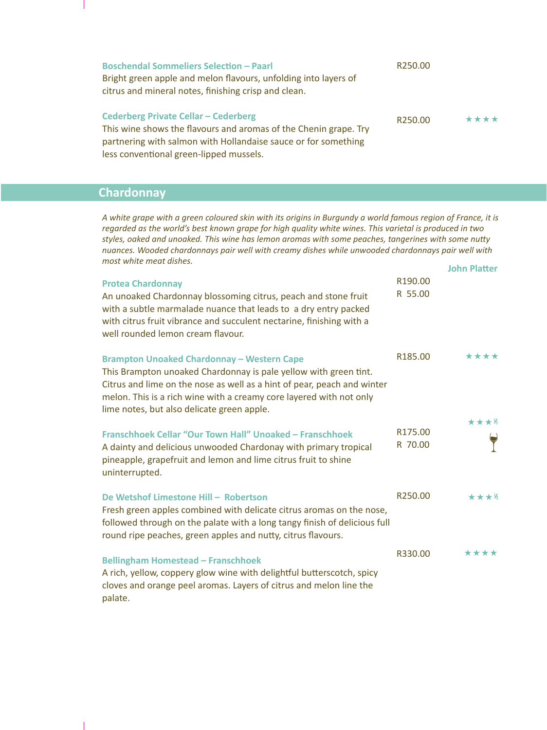**Boschendal Sommeliers Selection – Paarl** R250.00
Bright green apple and melon flavours, unfolding into layers of citrus and mineral notes, finishing crisp and clean.

**Cederberg Private Cellar – Cederberg** R250.00 ★★★★
This wine shows the flavours and aromas of the Chenin grape. Try partnering with salmon with Hollandaise sauce or for something less conventional green-lipped mussels.

## Chardonnay

*A white grape with a green coloured skin with its origins in Burgundy a world famous region of France, it is regarded as the world's best known grape for high quality white wines. This varietal is produced in two styles, oaked and unoaked. This wine has lemon aromas with some peaches, tangerines with some nutty nuances. Wooded chardonnays pair well with creamy dishes while unwooded chardonnays pair well with most white meat dishes.*

John Platter

**Protea Chardonnay** R190.00 / R 55.00
An unoaked Chardonnay blossoming citrus, peach and stone fruit with a subtle marmalade nuance that leads to a dry entry packed with citrus fruit vibrance and succulent nectarine, finishing with a well rounded lemon cream flavour.

**Brampton Unoaked Chardonnay – Western Cape** R185.00 ★★★★
This Brampton unoaked Chardonnay is pale yellow with green tint. Citrus and lime on the nose as well as a hint of pear, peach and winter melon. This is a rich wine with a creamy core layered with not only lime notes, but also delicate green apple.

**Franschhoek Cellar "Our Town Hall" Unoaked – Franschhoek** R175.00 / R 70.00 ★★★½
A dainty and delicious unwooded Chardonay with primary tropical pineapple, grapefruit and lemon and lime citrus fruit to shine uninterrupted.

**De Wetshof Limestone Hill – Robertson** R250.00 ★★★½
Fresh green apples combined with delicate citrus aromas on the nose, followed through on the palate with a long tangy finish of delicious full round ripe peaches, green apples and nutty, citrus flavours.

**Bellingham Homestead – Franschhoek** R330.00 ★★★★
A rich, yellow, coppery glow wine with delightful butterscotch, spicy cloves and orange peel aromas. Layers of citrus and melon line the palate.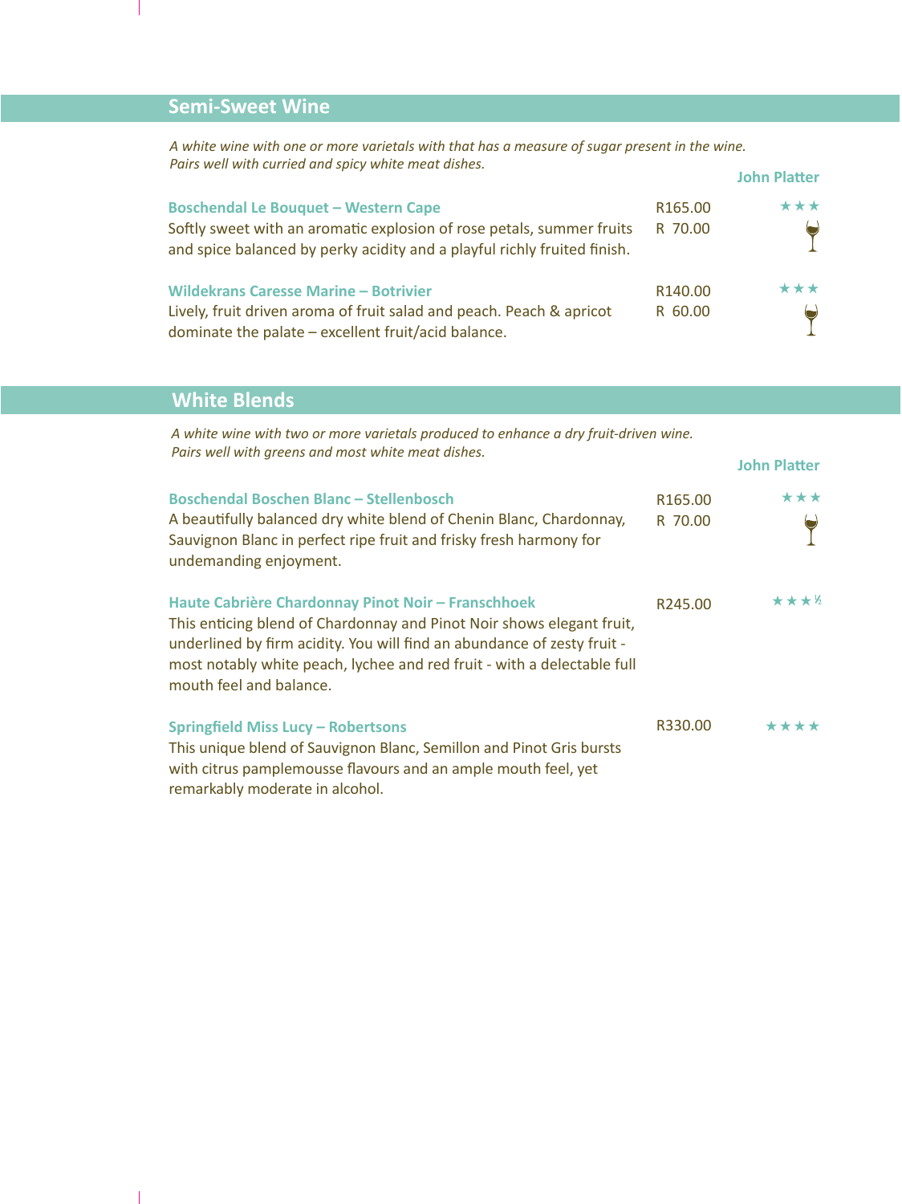## Semi-Sweet Wine

*A white wine with one or more varietals with that has a measure of sugar present in the wine.*
*Pairs well with curried and spicy white meat dishes.*

**John Platter**

**Boschendal Le Bouquet – Western Cape** — R165.00 / R 70.00 — ★★★ 🍷
Softly sweet with an aromatic explosion of rose petals, summer fruits and spice balanced by perky acidity and a playful richly fruited finish.

**Wildekrans Caresse Marine – Botrivier** — R140.00 / R 60.00 — ★★★ 🍷
Lively, fruit driven aroma of fruit salad and peach. Peach & apricot dominate the palate – excellent fruit/acid balance.

## White Blends

*A white wine with two or more varietals produced to enhance a dry fruit-driven wine.*
*Pairs well with greens and most white meat dishes.*

**John Platter**

**Boschendal Boschen Blanc – Stellenbosch** — R165.00 / R 70.00 — ★★★ 🍷
A beautifully balanced dry white blend of Chenin Blanc, Chardonnay, Sauvignon Blanc in perfect ripe fruit and frisky fresh harmony for undemanding enjoyment.

**Haute Cabrière Chardonnay Pinot Noir – Franschhoek** — R245.00 — ★★★½
This enticing blend of Chardonnay and Pinot Noir shows elegant fruit, underlined by firm acidity. You will find an abundance of zesty fruit - most notably white peach, lychee and red fruit - with a delectable full mouth feel and balance.

**Springfield Miss Lucy – Robertsons** — R330.00 — ★★★★
This unique blend of Sauvignon Blanc, Semillon and Pinot Gris bursts with citrus pamplemousse flavours and an ample mouth feel, yet remarkably moderate in alcohol.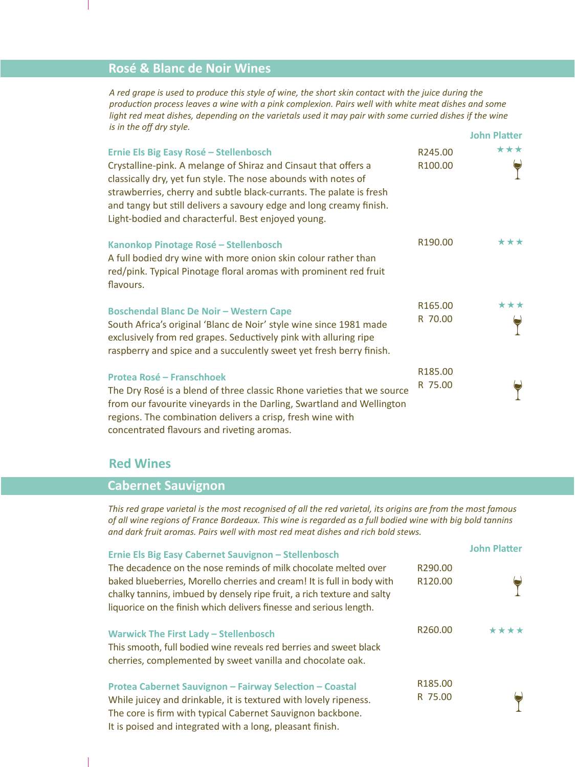## Rosé & Blanc de Noir Wines

*A red grape is used to produce this style of wine, the short skin contact with the juice during the production process leaves a wine with a pink complexion. Pairs well with white meat dishes and some light red meat dishes, depending on the varietals used it may pair with some curried dishes if the wine is in the off dry style.*

| Wine | Price | John Platter |
|---|---|---|
| **Ernie Els Big Easy Rosé – Stellenbosch**<br>Crystalline-pink. A melange of Shiraz and Cinsaut that offers a classically dry, yet fun style. The nose abounds with notes of strawberries, cherry and subtle black-currants. The palate is fresh and tangy but still delivers a savoury edge and long creamy finish. Light-bodied and characterful. Best enjoyed young. | R245.00<br>R100.00 | ★★★<br>🍷 |
| **Kanonkop Pinotage Rosé – Stellenbosch**<br>A full bodied dry wine with more onion skin colour rather than red/pink. Typical Pinotage floral aromas with prominent red fruit flavours. | R190.00 | ★★★ |
| **Boschendal Blanc De Noir – Western Cape**<br>South Africa's original 'Blanc de Noir' style wine since 1981 made exclusively from red grapes. Seductively pink with alluring ripe raspberry and spice and a succulently sweet yet fresh berry finish. | R165.00<br>R 70.00 | ★★★<br>🍷 |
| **Protea Rosé – Franschhoek**<br>The Dry Rosé is a blend of three classic Rhone varieties that we source from our favourite vineyards in the Darling, Swartland and Wellington regions. The combination delivers a crisp, fresh wine with concentrated flavours and riveting aromas. | R185.00<br>R 75.00 | 🍷 |

# Red Wines

## Cabernet Sauvignon

*This red grape varietal is the most recognised of all the red varietal, its origins are from the most famous of all wine regions of France Bordeaux. This wine is regarded as a full bodied wine with big bold tannins and dark fruit aromas. Pairs well with most red meat dishes and rich bold stews.*

| Wine | Price | John Platter |
|---|---|---|
| **Ernie Els Big Easy Cabernet Sauvignon – Stellenbosch**<br>The decadence on the nose reminds of milk chocolate melted over baked blueberries, Morello cherries and cream! It is full in body with chalky tannins, imbued by densely ripe fruit, a rich texture and salty liquorice on the finish which delivers finesse and serious length. | R290.00<br>R120.00 | 🍷 |
| **Warwick The First Lady – Stellenbosch**<br>This smooth, full bodied wine reveals red berries and sweet black cherries, complemented by sweet vanilla and chocolate oak. | R260.00 | ★★★★ |
| **Protea Cabernet Sauvignon – Fairway Selection – Coastal**<br>While juicey and drinkable, it is textured with lovely ripeness. The core is firm with typical Cabernet Sauvignon backbone. It is poised and integrated with a long, pleasant finish. | R185.00<br>R 75.00 | 🍷 |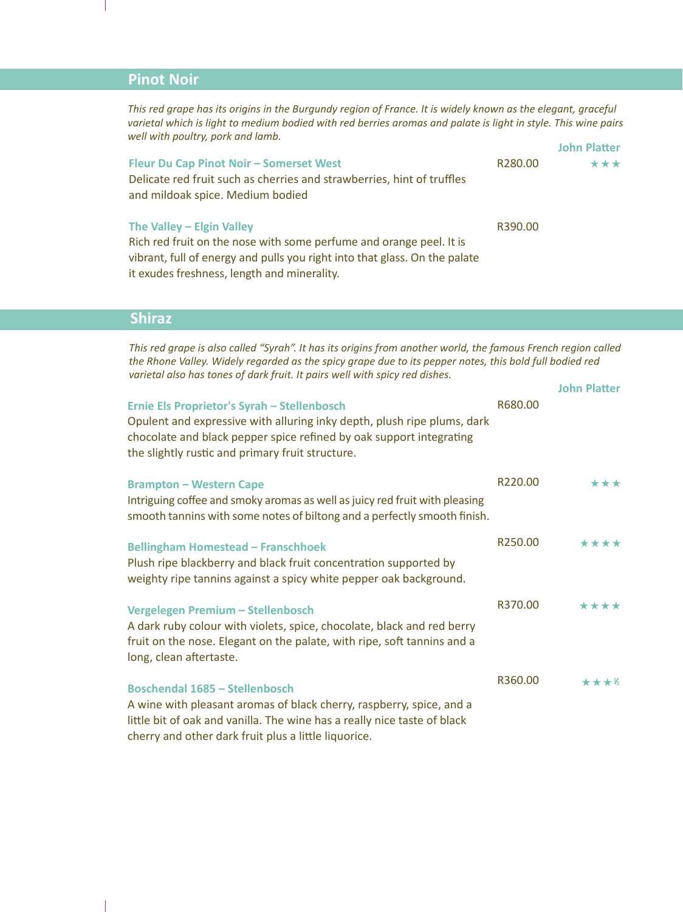## Pinot Noir

*This red grape has its origins in the Burgundy region of France. It is widely known as the elegant, graceful varietal which is light to medium bodied with red berries aromas and palate is light in style. This wine pairs well with poultry, pork and lamb.*

| Wine | Price | John Platter |
|---|---|---|
| **Fleur Du Cap Pinot Noir – Somerset West**<br>Delicate red fruit such as cherries and strawberries, hint of truffles and mildoak spice. Medium bodied | R280.00 | ★★★ |
| **The Valley – Elgin Valley**<br>Rich red fruit on the nose with some perfume and orange peel. It is vibrant, full of energy and pulls you right into that glass. On the palate it exudes freshness, length and minerality. | R390.00 | |

## Shiraz

*This red grape is also called "Syrah". It has its origins from another world, the famous French region called the Rhone Valley. Widely regarded as the spicy grape due to its pepper notes, this bold full bodied red varietal also has tones of dark fruit. It pairs well with spicy red dishes.*

| Wine | Price | John Platter |
|---|---|---|
| **Ernie Els Proprietor's Syrah – Stellenbosch**<br>Opulent and expressive with alluring inky depth, plush ripe plums, dark chocolate and black pepper spice refined by oak support integrating the slightly rustic and primary fruit structure. | R680.00 | |
| **Brampton – Western Cape**<br>Intriguing coffee and smoky aromas as well as juicy red fruit with pleasing smooth tannins with some notes of biltong and a perfectly smooth finish. | R220.00 | ★★★ |
| **Bellingham Homestead – Franschhoek**<br>Plush ripe blackberry and black fruit concentration supported by weighty ripe tannins against a spicy white pepper oak background. | R250.00 | ★★★★ |
| **Vergelegen Premium – Stellenbosch**<br>A dark ruby colour with violets, spice, chocolate, black and red berry fruit on the nose. Elegant on the palate, with ripe, soft tannins and a long, clean aftertaste. | R370.00 | ★★★★ |
| **Boschendal 1685 – Stellenbosch**<br>A wine with pleasant aromas of black cherry, raspberry, spice, and a little bit of oak and vanilla. The wine has a really nice taste of black cherry and other dark fruit plus a little liquorice. | R360.00 | ★★★½ |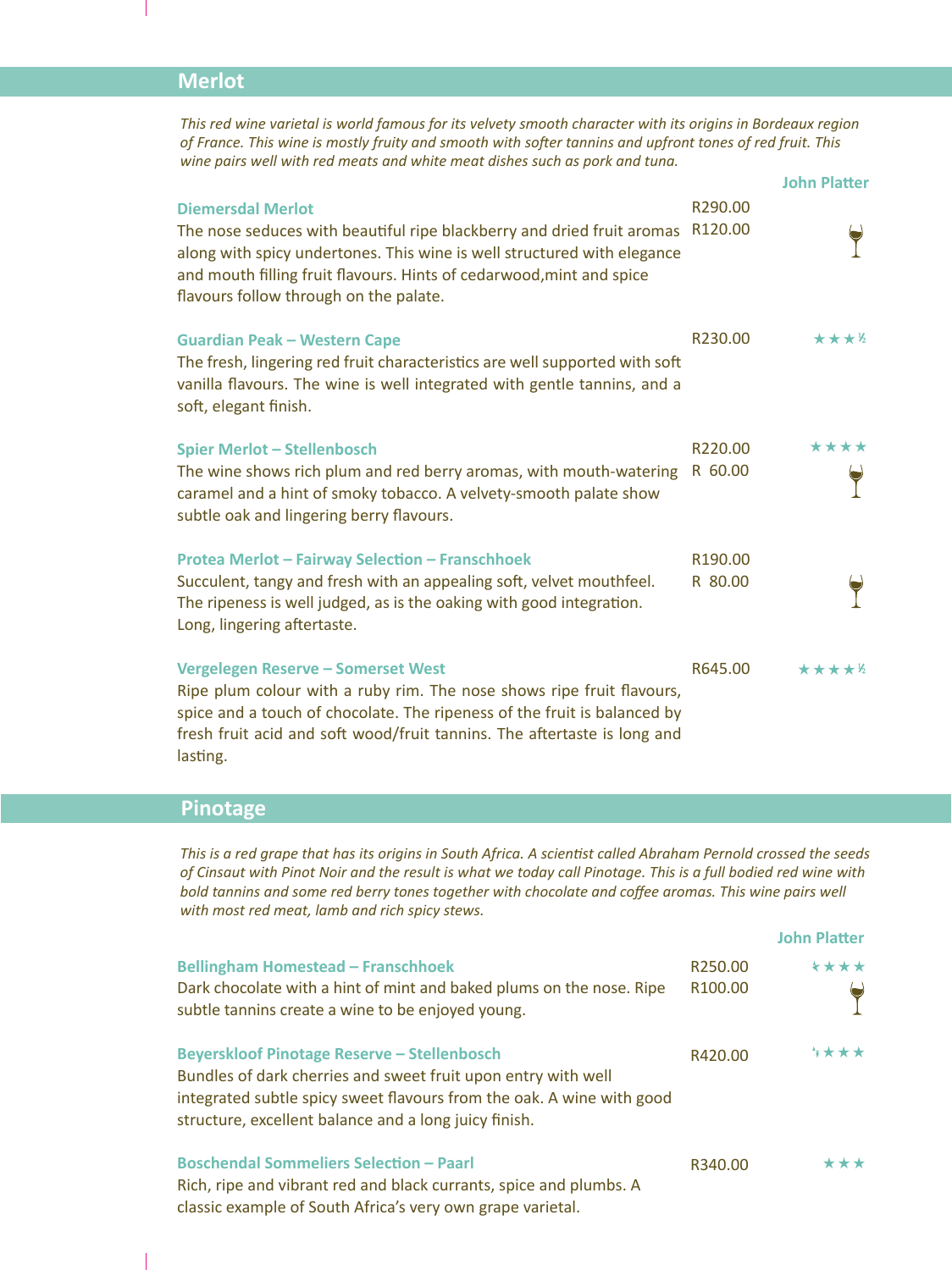## Merlot

*This red wine varietal is world famous for its velvety smooth character with its origins in Bordeaux region of France. This wine is mostly fruity and smooth with softer tannins and upfront tones of red fruit. This wine pairs well with red meats and white meat dishes such as pork and tuna.*

| Wine | Price | John Platter |
|---|---|---|
| **Diemersdal Merlot**<br>The nose seduces with beautiful ripe blackberry and dried fruit aromas along with spicy undertones. This wine is well structured with elegance and mouth filling fruit flavours. Hints of cedarwood,mint and spice flavours follow through on the palate. | R290.00<br>R120.00 (glass) | |
| **Guardian Peak – Western Cape**<br>The fresh, lingering red fruit characteristics are well supported with soft vanilla flavours. The wine is well integrated with gentle tannins, and a soft, elegant finish. | R230.00 | ★★★½ |
| **Spier Merlot – Stellenbosch**<br>The wine shows rich plum and red berry aromas, with mouth-watering caramel and a hint of smoky tobacco. A velvety-smooth palate show subtle oak and lingering berry flavours. | R220.00<br>R 60.00 (glass) | ★★★★ |
| **Protea Merlot – Fairway Selection – Franschhoek**<br>Succulent, tangy and fresh with an appealing soft, velvet mouthfeel. The ripeness is well judged, as is the oaking with good integration. Long, lingering aftertaste. | R190.00<br>R 80.00 (glass) | |
| **Vergelegen Reserve – Somerset West**<br>Ripe plum colour with a ruby rim. The nose shows ripe fruit flavours, spice and a touch of chocolate. The ripeness of the fruit is balanced by fresh fruit acid and soft wood/fruit tannins. The aftertaste is long and lasting. | R645.00 | ★★★★½ |

## Pinotage

*This is a red grape that has its origins in South Africa. A scientist called Abraham Pernold crossed the seeds of Cinsaut with Pinot Noir and the result is what we today call Pinotage. This is a full bodied red wine with bold tannins and some red berry tones together with chocolate and coffee aromas. This wine pairs well with most red meat, lamb and rich spicy stews.*

| Wine | Price | John Platter |
|---|---|---|
| **Bellingham Homestead – Franschhoek**<br>Dark chocolate with a hint of mint and baked plums on the nose. Ripe subtle tannins create a wine to be enjoyed young. | R250.00<br>R100.00 (glass) | ½★★★ |
| **Beyerskloof Pinotage Reserve – Stellenbosch**<br>Bundles of dark cherries and sweet fruit upon entry with well integrated subtle spicy sweet flavours from the oak. A wine with good structure, excellent balance and a long juicy finish. | R420.00 | ½★★★ |
| **Boschendal Sommeliers Selection – Paarl**<br>Rich, ripe and vibrant red and black currants, spice and plumbs. A classic example of South Africa's very own grape varietal. | R340.00 | ★★★ |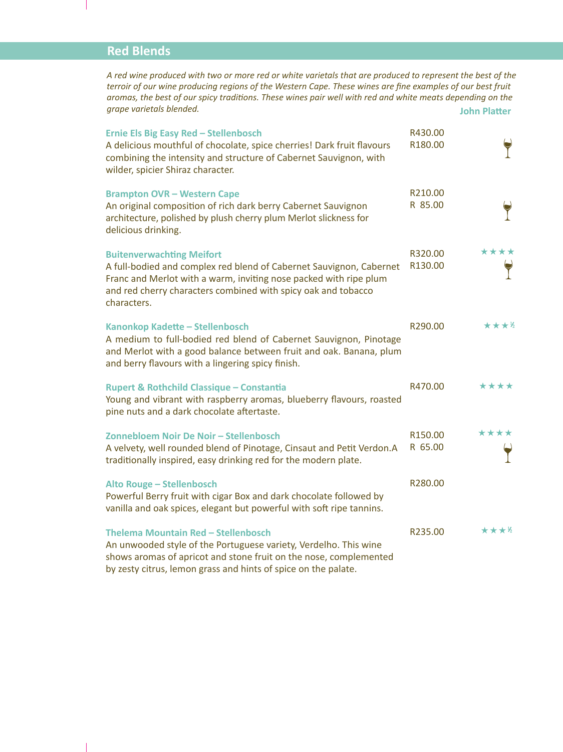# Red Blends

*A red wine produced with two or more red or white varietals that are produced to represent the best of the terroir of our wine producing regions of the Western Cape. These wines are fine examples of our best fruit aromas, the best of our spicy traditions. These wines pair well with red and white meats depending on the grape varietals blended.*

**John Platter**

**Ernie Els Big Easy Red – Stellenbosch**
A delicious mouthful of chocolate, spice cherries! Dark fruit flavours combining the intensity and structure of Cabernet Sauvignon, with wilder, spicier Shiraz character.
R430.00
R180.00 (glass)

**Brampton OVR – Western Cape**
An original composition of rich dark berry Cabernet Sauvignon architecture, polished by plush cherry plum Merlot slickness for delicious drinking.
R210.00
R 85.00 (glass)

**Buitenverwachting Meifort** ★★★★
A full-bodied and complex red blend of Cabernet Sauvignon, Cabernet Franc and Merlot with a warm, inviting nose packed with ripe plum and red cherry characters combined with spicy oak and tobacco characters.
R320.00
R130.00 (glass)

**Kanonkop Kadette – Stellenbosch** ★★★½
A medium to full-bodied red blend of Cabernet Sauvignon, Pinotage and Merlot with a good balance between fruit and oak. Banana, plum and berry flavours with a lingering spicy finish.
R290.00

**Rupert & Rothchild Classique – Constantia** ★★★★
Young and vibrant with raspberry aromas, blueberry flavours, roasted pine nuts and a dark chocolate aftertaste.
R470.00

**Zonnebloem Noir De Noir – Stellenbosch** ★★★★
A velvety, well rounded blend of Pinotage, Cinsaut and Petit Verdon.A traditionally inspired, easy drinking red for the modern plate.
R150.00
R 65.00 (glass)

**Alto Rouge – Stellenbosch**
Powerful Berry fruit with cigar Box and dark chocolate followed by vanilla and oak spices, elegant but powerful with soft ripe tannins.
R280.00

**Thelema Mountain Red – Stellenbosch** ★★★½
An unwooded style of the Portuguese variety, Verdelho. This wine shows aromas of apricot and stone fruit on the nose, complemented by zesty citrus, lemon grass and hints of spice on the palate.
R235.00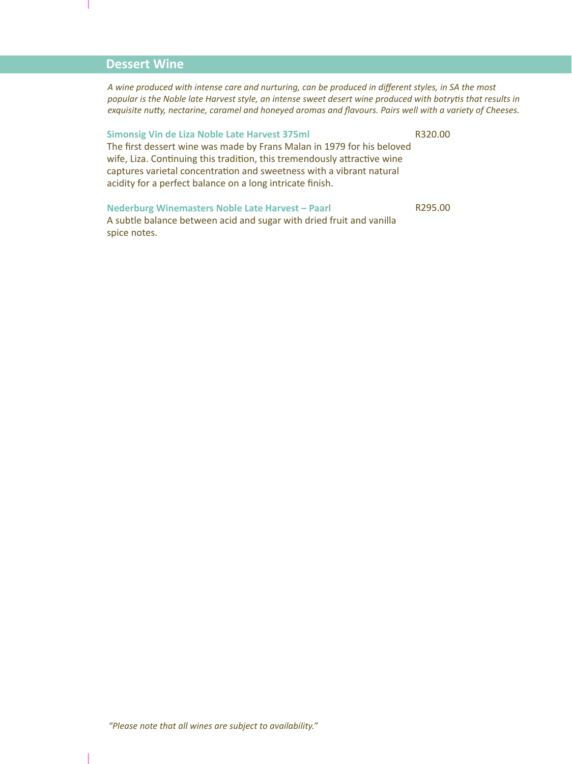## Dessert Wine

*A wine produced with intense care and nurturing, can be produced in different styles, in SA the most popular is the Noble late Harvest style, an intense sweet desert wine produced with botrytis that results in exquisite nutty, nectarine, caramel and honeyed aromas and flavours. Pairs well with a variety of Cheeses.*

**Simonsig Vin de Liza Noble Late Harvest 375ml** R320.00

The first dessert wine was made by Frans Malan in 1979 for his beloved wife, Liza. Continuing this tradition, this tremendously attractive wine captures varietal concentration and sweetness with a vibrant natural acidity for a perfect balance on a long intricate finish.

**Nederburg Winemasters Noble Late Harvest – Paarl** R295.00

A subtle balance between acid and sugar with dried fruit and vanilla spice notes.

*"Please note that all wines are subject to availability."*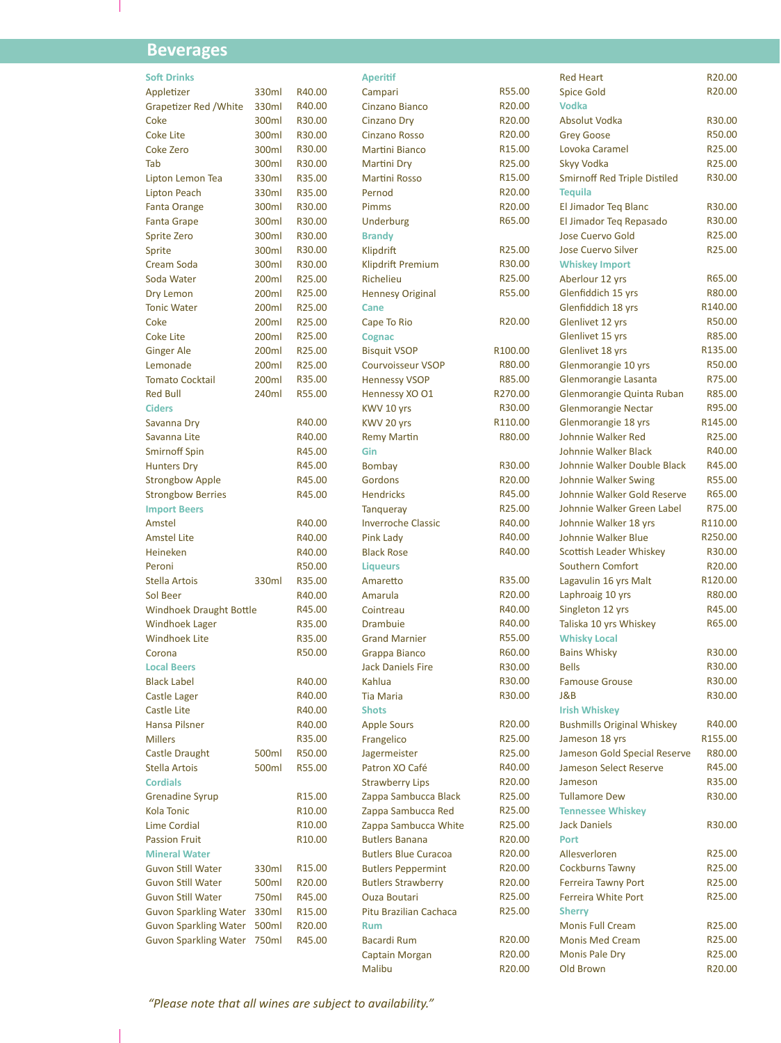# Beverages

### Soft Drinks

| | | |
|---|---|---|
| Appletizer | 330ml | R40.00 |
| Grapetizer Red /White | 330ml | R40.00 |
| Coke | 300ml | R30.00 |
| Coke Lite | 300ml | R30.00 |
| Coke Zero | 300ml | R30.00 |
| Tab | 300ml | R30.00 |
| Lipton Lemon Tea | 330ml | R35.00 |
| Lipton Peach | 330ml | R35.00 |
| Fanta Orange | 300ml | R30.00 |
| Fanta Grape | 300ml | R30.00 |
| Sprite Zero | 300ml | R30.00 |
| Sprite | 300ml | R30.00 |
| Cream Soda | 300ml | R30.00 |
| Soda Water | 200ml | R25.00 |
| Dry Lemon | 200ml | R25.00 |
| Tonic Water | 200ml | R25.00 |
| Coke | 200ml | R25.00 |
| Coke Lite | 200ml | R25.00 |
| Ginger Ale | 200ml | R25.00 |
| Lemonade | 200ml | R25.00 |
| Tomato Cocktail | 200ml | R35.00 |
| Red Bull | 240ml | R55.00 |

### Ciders

| | | |
|---|---|---|
| Savanna Dry | | R40.00 |
| Savanna Lite | | R40.00 |
| Smirnoff Spin | | R45.00 |
| Hunters Dry | | R45.00 |
| Strongbow Apple | | R45.00 |
| Strongbow Berries | | R45.00 |

### Import Beers

| | | |
|---|---|---|
| Amstel | | R40.00 |
| Amstel Lite | | R40.00 |
| Heineken | | R40.00 |
| Peroni | | R50.00 |
| Stella Artois | 330ml | R35.00 |
| Sol Beer | | R40.00 |
| Windhoek Draught Bottle | | R45.00 |
| Windhoek Lager | | R35.00 |
| Windhoek Lite | | R35.00 |
| Corona | | R50.00 |

### Local Beers

| | | |
|---|---|---|
| Black Label | | R40.00 |
| Castle Lager | | R40.00 |
| Castle Lite | | R40.00 |
| Hansa Pilsner | | R40.00 |
| Millers | | R35.00 |
| Castle Draught | 500ml | R50.00 |
| Stella Artois | 500ml | R55.00 |

### Cordials

| | | |
|---|---|---|
| Grenadine Syrup | | R15.00 |
| Kola Tonic | | R10.00 |
| Lime Cordial | | R10.00 |
| Passion Fruit | | R10.00 |

### Mineral Water

| | | |
|---|---|---|
| Guvon Still Water | 330ml | R15.00 |
| Guvon Still Water | 500ml | R20.00 |
| Guvon Still Water | 750ml | R45.00 |
| Guvon Sparkling Water | 330ml | R15.00 |
| Guvon Sparkling Water | 500ml | R20.00 |
| Guvon Sparkling Water | 750ml | R45.00 |

### Aperitif

| | |
|---|---|
| Campari | R55.00 |
| Cinzano Bianco | R20.00 |
| Cinzano Dry | R20.00 |
| Cinzano Rosso | R20.00 |
| Martini Bianco | R15.00 |
| Martini Dry | R25.00 |
| Martini Rosso | R15.00 |
| Pernod | R20.00 |
| Pimms | R20.00 |
| Underburg | R65.00 |

### Brandy

| | |
|---|---|
| Klipdrift | R25.00 |
| Klipdrift Premium | R30.00 |
| Richelieu | R25.00 |
| Hennesy Original | R55.00 |

### Cane

| | |
|---|---|
| Cape To Rio | R20.00 |

### Cognac

| | |
|---|---|
| Bisquit VSOP | R100.00 |
| Courvoisseur VSOP | R80.00 |
| Hennessy VSOP | R85.00 |
| Hennessy XO O1 | R270.00 |
| KWV 10 yrs | R30.00 |
| KWV 20 yrs | R110.00 |
| Remy Martin | R80.00 |

### Gin

| | |
|---|---|
| Bombay | R30.00 |
| Gordons | R20.00 |
| Hendricks | R45.00 |
| Tanqueray | R25.00 |
| Inverroche Classic | R40.00 |
| Pink Lady | R40.00 |
| Black Rose | R40.00 |

### Liqueurs

| | |
|---|---|
| Amaretto | R35.00 |
| Amarula | R20.00 |
| Cointreau | R40.00 |
| Drambuie | R40.00 |
| Grand Marnier | R55.00 |
| Grappa Bianco | R60.00 |
| Jack Daniels Fire | R30.00 |
| Kahlua | R30.00 |
| Tia Maria | R30.00 |

### Shots

| | |
|---|---|
| Apple Sours | R20.00 |
| Frangelico | R25.00 |
| Jagermeister | R25.00 |
| Patron XO Café | R40.00 |
| Strawberry Lips | R20.00 |
| Zappa Sambucca Black | R25.00 |
| Zappa Sambucca Red | R25.00 |
| Zappa Sambucca White | R25.00 |
| Butlers Banana | R20.00 |
| Butlers Blue Curacoa | R20.00 |
| Butlers Peppermint | R20.00 |
| Butlers Strawberry | R20.00 |
| Ouza Boutari | R25.00 |
| Pitu Brazilian Cachaca | R25.00 |

### Rum

| | |
|---|---|
| Bacardi Rum | R20.00 |
| Captain Morgan | R20.00 |
| Malibu | R20.00 |
| Red Heart | R20.00 |
| Spice Gold | R20.00 |

### Vodka

| | |
|---|---|
| Absolut Vodka | R30.00 |
| Grey Goose | R50.00 |
| Lovoka Caramel | R25.00 |
| Skyy Vodka | R25.00 |
| Smirnoff Red Triple Distiled | R30.00 |

### Tequila

| | |
|---|---|
| El Jimador Teq Blanc | R30.00 |
| El Jimador Teq Repasado | R30.00 |
| Jose Cuervo Gold | R25.00 |
| Jose Cuervo Silver | R25.00 |

### Whiskey Import

| | |
|---|---|
| Aberlour 12 yrs | R65.00 |
| Glenfiddich 15 yrs | R80.00 |
| Glenfiddich 18 yrs | R140.00 |
| Glenlivet 12 yrs | R50.00 |
| Glenlivet 15 yrs | R85.00 |
| Glenlivet 18 yrs | R135.00 |
| Glenmorangie 10 yrs | R50.00 |
| Glenmorangie Lasanta | R75.00 |
| Glenmorangie Quinta Ruban | R85.00 |
| Glenmorangie Nectar | R95.00 |
| Glenmorangie 18 yrs | R145.00 |
| Johnnie Walker Red | R25.00 |
| Johnnie Walker Black | R40.00 |
| Johnnie Walker Double Black | R45.00 |
| Johnnie Walker Swing | R55.00 |
| Johnnie Walker Gold Reserve | R65.00 |
| Johnnie Walker Green Label | R75.00 |
| Johnnie Walker 18 yrs | R110.00 |
| Johnnie Walker Blue | R250.00 |
| Scottish Leader Whiskey | R30.00 |
| Southern Comfort | R20.00 |
| Lagavulin 16 yrs Malt | R120.00 |
| Laphroaig 10 yrs | R80.00 |
| Singleton 12 yrs | R45.00 |
| Taliska 10 yrs Whiskey | R65.00 |

### Whisky Local

| | |
|---|---|
| Bains Whisky | R30.00 |
| Bells | R30.00 |
| Famouse Grouse | R30.00 |
| J&B | R30.00 |

### Irish Whiskey

| | |
|---|---|
| Bushmills Original Whiskey | R40.00 |
| Jameson 18 yrs | R155.00 |
| Jameson Gold Special Reserve | R80.00 |
| Jameson Select Reserve | R45.00 |
| Jameson | R35.00 |
| Tullamore Dew | R30.00 |

### Tennessee Whiskey

| | |
|---|---|
| Jack Daniels | R30.00 |

### Port

| | |
|---|---|
| Allesverloren | R25.00 |
| Cockburns Tawny | R25.00 |
| Ferreira Tawny Port | R25.00 |
| Ferreira White Port | R25.00 |

### Sherry

| | |
|---|---|
| Monis Full Cream | R25.00 |
| Monis Med Cream | R25.00 |
| Monis Pale Dry | R25.00 |
| Old Brown | R20.00 |

*"Please note that all wines are subject to availability."*